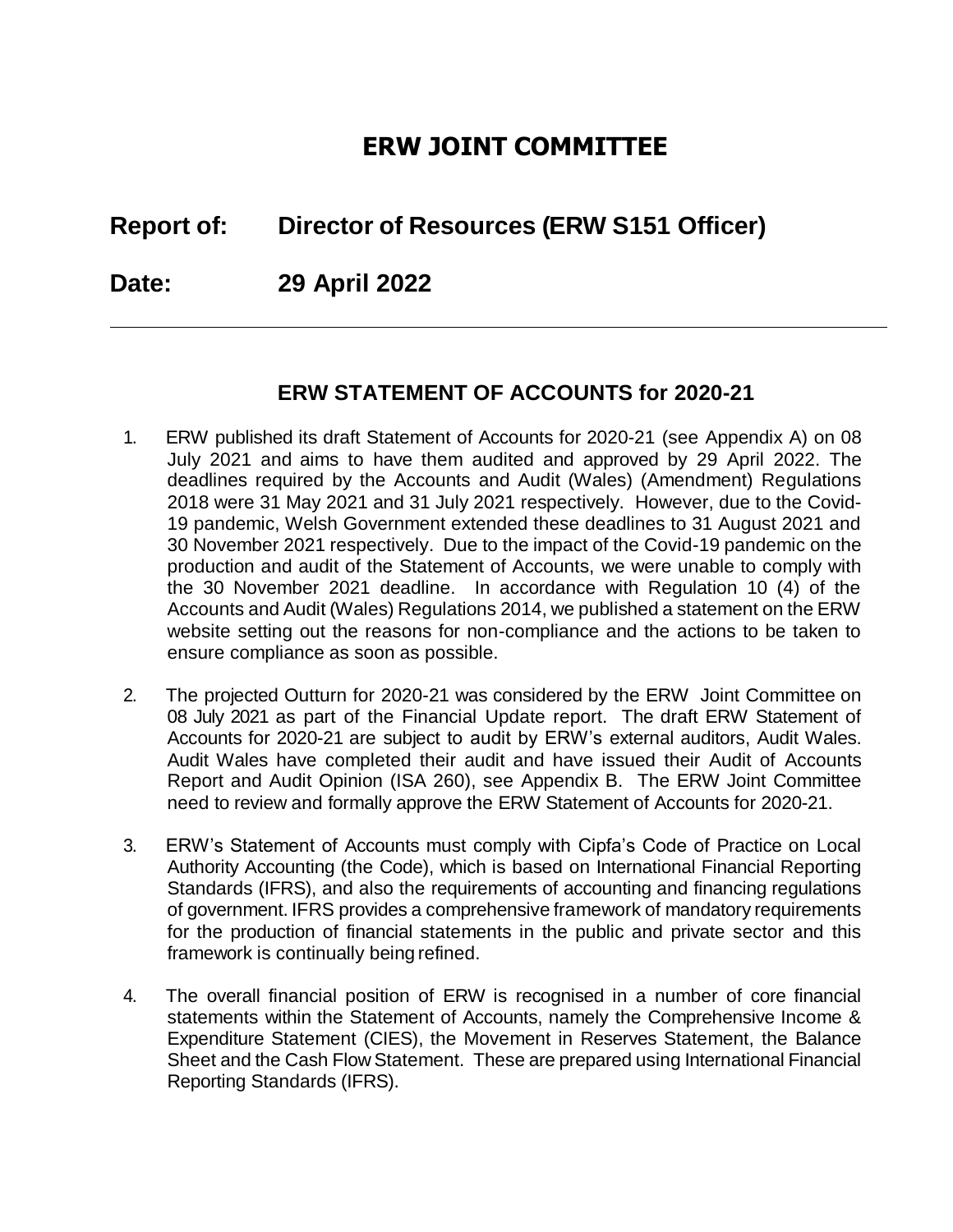# ERW JOINT COMMITTEE

## Report of: Director of Resources (ERW S151 Officer)

## Date: 29 April 2022

---

### ERW STATEMENT OF ACCOUNTS for 2020-21

1. ERW published its draft Statement of Accounts for 2020-21 (see Appendix A) on 08 July 2021 and aims to have them audited and approved by 29 April 2022. The deadlines required by the Accounts and Audit (Wales) (Amendment) Regulations 2018 were 31 May 2021 and 31 July 2021 respectively. However, due to the Covid-19 pandemic, Welsh Government extended these deadlines to 31 August 2021 and 30 November 2021 respectively. Due to the impact of the Covid-19 pandemic on the production and audit of the Statement of Accounts, we were unable to comply with the 30 November 2021 deadline. In accordance with Regulation 10 (4) of the Accounts and Audit (Wales) Regulations 2014, we published a statement on the ERW website setting out the reasons for non-compliance and the actions to be taken to ensure compliance as soon as possible.

2. The projected Outturn for 2020-21 was considered by the ERW Joint Committee on 08 July 2021 as part of the Financial Update report. The draft ERW Statement of Accounts for 2020-21 are subject to audit by ERW's external auditors, Audit Wales. Audit Wales have completed their audit and have issued their Audit of Accounts Report and Audit Opinion (ISA 260), see Appendix B. The ERW Joint Committee need to review and formally approve the ERW Statement of Accounts for 2020-21.

3. ERW's Statement of Accounts must comply with Cipfa's Code of Practice on Local Authority Accounting (the Code), which is based on International Financial Reporting Standards (IFRS), and also the requirements of accounting and financing regulations of government. IFRS provides a comprehensive framework of mandatory requirements for the production of financial statements in the public and private sector and this framework is continually being refined.

4. The overall financial position of ERW is recognised in a number of core financial statements within the Statement of Accounts, namely the Comprehensive Income & Expenditure Statement (CIES), the Movement in Reserves Statement, the Balance Sheet and the Cash Flow Statement. These are prepared using International Financial Reporting Standards (IFRS).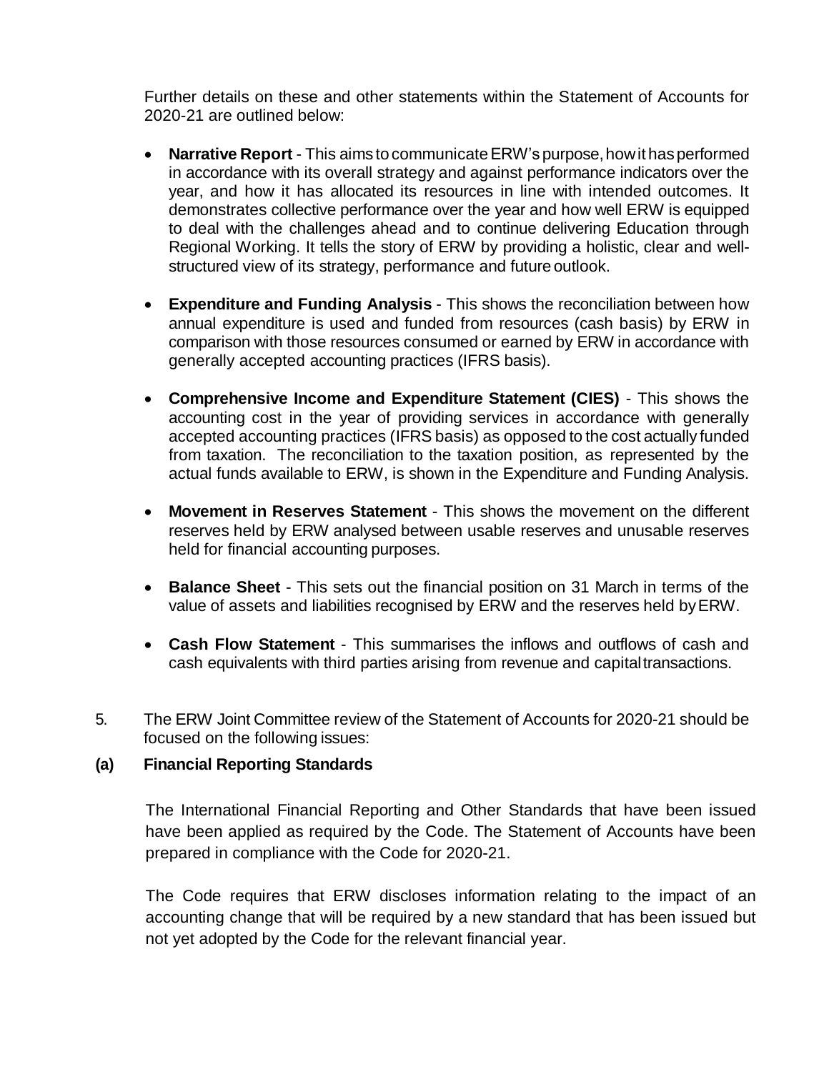Further details on these and other statements within the Statement of Accounts for 2020-21 are outlined below:

- **Narrative Report** - This aims to communicate ERW's purpose, how it has performed in accordance with its overall strategy and against performance indicators over the year, and how it has allocated its resources in line with intended outcomes. It demonstrates collective performance over the year and how well ERW is equipped to deal with the challenges ahead and to continue delivering Education through Regional Working. It tells the story of ERW by providing a holistic, clear and well-structured view of its strategy, performance and future outlook.

- **Expenditure and Funding Analysis** - This shows the reconciliation between how annual expenditure is used and funded from resources (cash basis) by ERW in comparison with those resources consumed or earned by ERW in accordance with generally accepted accounting practices (IFRS basis).

- **Comprehensive Income and Expenditure Statement (CIES)** - This shows the accounting cost in the year of providing services in accordance with generally accepted accounting practices (IFRS basis) as opposed to the cost actually funded from taxation. The reconciliation to the taxation position, as represented by the actual funds available to ERW, is shown in the Expenditure and Funding Analysis.

- **Movement in Reserves Statement** - This shows the movement on the different reserves held by ERW analysed between usable reserves and unusable reserves held for financial accounting purposes.

- **Balance Sheet** - This sets out the financial position on 31 March in terms of the value of assets and liabilities recognised by ERW and the reserves held by ERW.

- **Cash Flow Statement** - This summarises the inflows and outflows of cash and cash equivalents with third parties arising from revenue and capital transactions.

5. The ERW Joint Committee review of the Statement of Accounts for 2020-21 should be focused on the following issues:

**(a) Financial Reporting Standards**

The International Financial Reporting and Other Standards that have been issued have been applied as required by the Code. The Statement of Accounts have been prepared in compliance with the Code for 2020-21.

The Code requires that ERW discloses information relating to the impact of an accounting change that will be required by a new standard that has been issued but not yet adopted by the Code for the relevant financial year.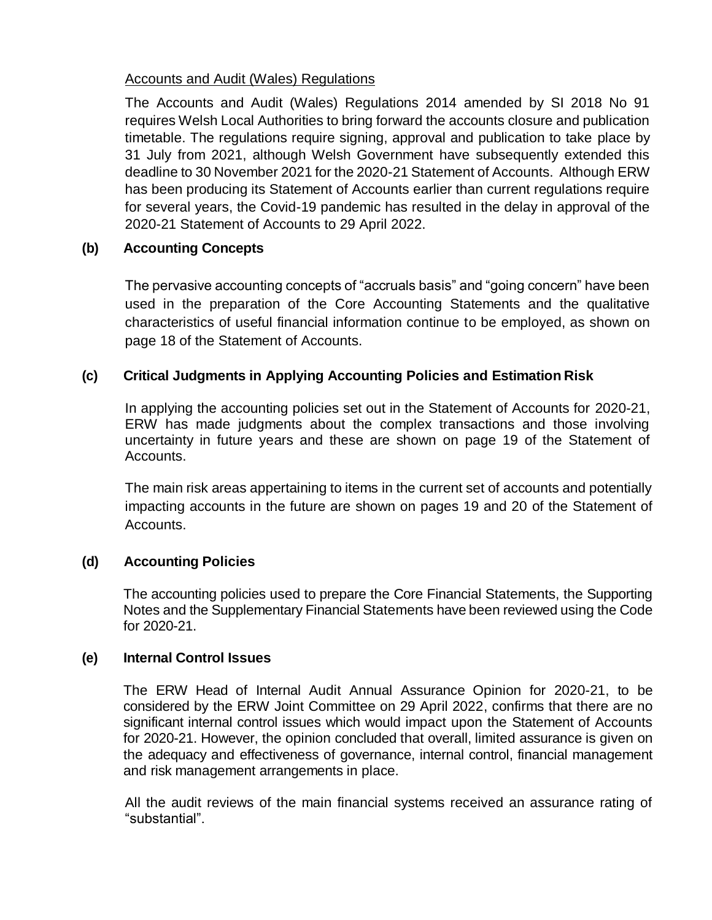Accounts and Audit (Wales) Regulations

The Accounts and Audit (Wales) Regulations 2014 amended by SI 2018 No 91 requires Welsh Local Authorities to bring forward the accounts closure and publication timetable. The regulations require signing, approval and publication to take place by 31 July from 2021, although Welsh Government have subsequently extended this deadline to 30 November 2021 for the 2020-21 Statement of Accounts. Although ERW has been producing its Statement of Accounts earlier than current regulations require for several years, the Covid-19 pandemic has resulted in the delay in approval of the 2020-21 Statement of Accounts to 29 April 2022.

**(b) Accounting Concepts**

The pervasive accounting concepts of "accruals basis" and "going concern" have been used in the preparation of the Core Accounting Statements and the qualitative characteristics of useful financial information continue to be employed, as shown on page 18 of the Statement of Accounts.

**(c) Critical Judgments in Applying Accounting Policies and Estimation Risk**

In applying the accounting policies set out in the Statement of Accounts for 2020-21, ERW has made judgments about the complex transactions and those involving uncertainty in future years and these are shown on page 19 of the Statement of Accounts.

The main risk areas appertaining to items in the current set of accounts and potentially impacting accounts in the future are shown on pages 19 and 20 of the Statement of Accounts.

**(d) Accounting Policies**

The accounting policies used to prepare the Core Financial Statements, the Supporting Notes and the Supplementary Financial Statements have been reviewed using the Code for 2020-21.

**(e) Internal Control Issues**

The ERW Head of Internal Audit Annual Assurance Opinion for 2020-21, to be considered by the ERW Joint Committee on 29 April 2022, confirms that there are no significant internal control issues which would impact upon the Statement of Accounts for 2020-21. However, the opinion concluded that overall, limited assurance is given on the adequacy and effectiveness of governance, internal control, financial management and risk management arrangements in place.

All the audit reviews of the main financial systems received an assurance rating of "substantial".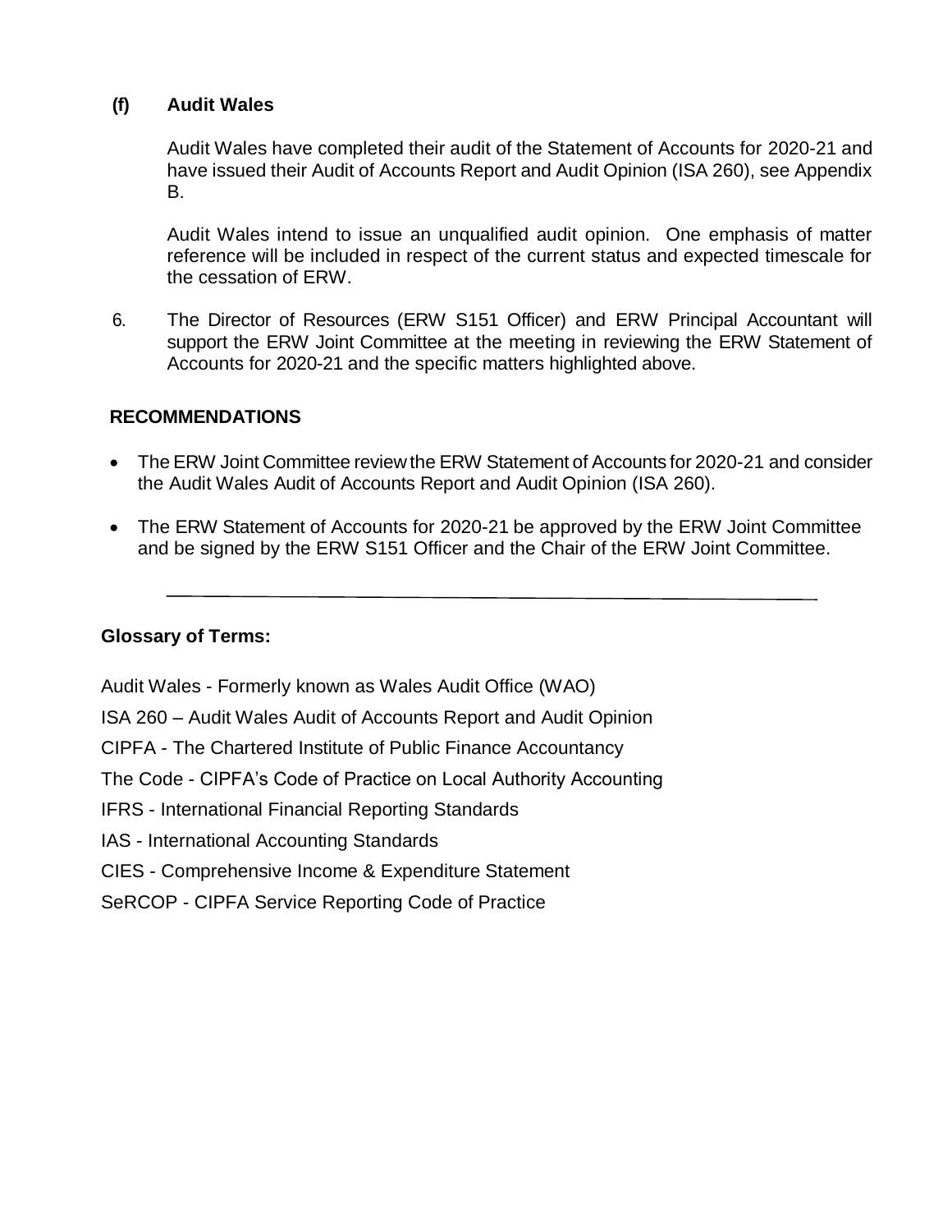**(f) Audit Wales**

Audit Wales have completed their audit of the Statement of Accounts for 2020-21 and have issued their Audit of Accounts Report and Audit Opinion (ISA 260), see Appendix B.

Audit Wales intend to issue an unqualified audit opinion. One emphasis of matter reference will be included in respect of the current status and expected timescale for the cessation of ERW.

6. The Director of Resources (ERW S151 Officer) and ERW Principal Accountant will support the ERW Joint Committee at the meeting in reviewing the ERW Statement of Accounts for 2020-21 and the specific matters highlighted above.

**RECOMMENDATIONS**

- The ERW Joint Committee review the ERW Statement of Accounts for 2020-21 and consider the Audit Wales Audit of Accounts Report and Audit Opinion (ISA 260).
- The ERW Statement of Accounts for 2020-21 be approved by the ERW Joint Committee and be signed by the ERW S151 Officer and the Chair of the ERW Joint Committee.

---

**Glossary of Terms:**

Audit Wales - Formerly known as Wales Audit Office (WAO)

ISA 260 – Audit Wales Audit of Accounts Report and Audit Opinion

CIPFA - The Chartered Institute of Public Finance Accountancy

The Code - CIPFA's Code of Practice on Local Authority Accounting

IFRS - International Financial Reporting Standards

IAS - International Accounting Standards

CIES - Comprehensive Income & Expenditure Statement

SeRCOP - CIPFA Service Reporting Code of Practice